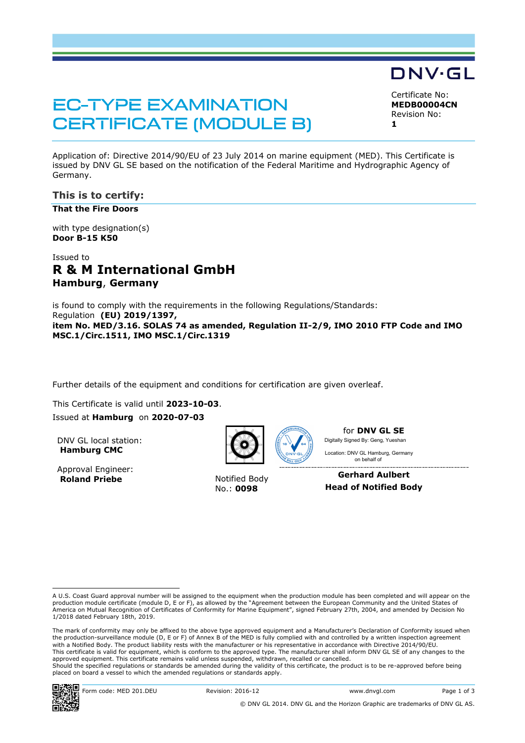DNV·GL

# EC-TYPE EXAMINATION CERTIFICATE (MODULE B)

Certificate No:
**MEDB00004CN**
Revision No:
**1**

Application of: Directive 2014/90/EU of 23 July 2014 on marine equipment (MED). This Certificate is issued by DNV GL SE based on the notification of the Federal Maritime and Hydrographic Agency of Germany.

## This is to certify:

**That the Fire Doors**

with type designation(s)
**Door B-15 K50**

Issued to
## R & M International GmbH
**Hamburg, Germany**

is found to comply with the requirements in the following Regulations/Standards:
Regulation **(EU) 2019/1397,**
**item No. MED/3.16. SOLAS 74 as amended, Regulation II-2/9, IMO 2010 FTP Code and IMO MSC.1/Circ.1511, IMO MSC.1/Circ.1319**

Further details of the equipment and conditions for certification are given overleaf.

This Certificate is valid until **2023-10-03**.

Issued at **Hamburg** on **2020-07-03**

DNV GL local station:
**Hamburg CMC**

Approval Engineer:
**Roland Priebe**

Notified Body
No.: **0098**

for **DNV GL SE**
Digitally Signed By: Geng, Yueshan
Location: DNV GL Hamburg, Germany
on behalf of

**Gerhard Aulbert**
**Head of Notified Body**

---

A U.S. Coast Guard approval number will be assigned to the equipment when the production module has been completed and will appear on the production module certificate (module D, E or F), as allowed by the "Agreement between the European Community and the United States of America on Mutual Recognition of Certificates of Conformity for Marine Equipment", signed February 27th, 2004, and amended by Decision No 1/2018 dated February 18th, 2019.

The mark of conformity may only be affixed to the above type approved equipment and a Manufacturer's Declaration of Conformity issued when the production-surveillance module (D, E or F) of Annex B of the MED is fully complied with and controlled by a written inspection agreement with a Notified Body. The product liability rests with the manufacturer or his representative in accordance with Directive 2014/90/EU.
This certificate is valid for equipment, which is conform to the approved type. The manufacturer shall inform DNV GL SE of any changes to the approved equipment. This certificate remains valid unless suspended, withdrawn, recalled or cancelled.
Should the specified regulations or standards be amended during the validity of this certificate, the product is to be re-approved before being placed on board a vessel to which the amended regulations or standards apply.

Form code: MED 201.DEU | Revision: 2016-12 | www.dnvgl.com

© DNV GL 2014. DNV GL and the Horizon Graphic are trademarks of DNV GL AS.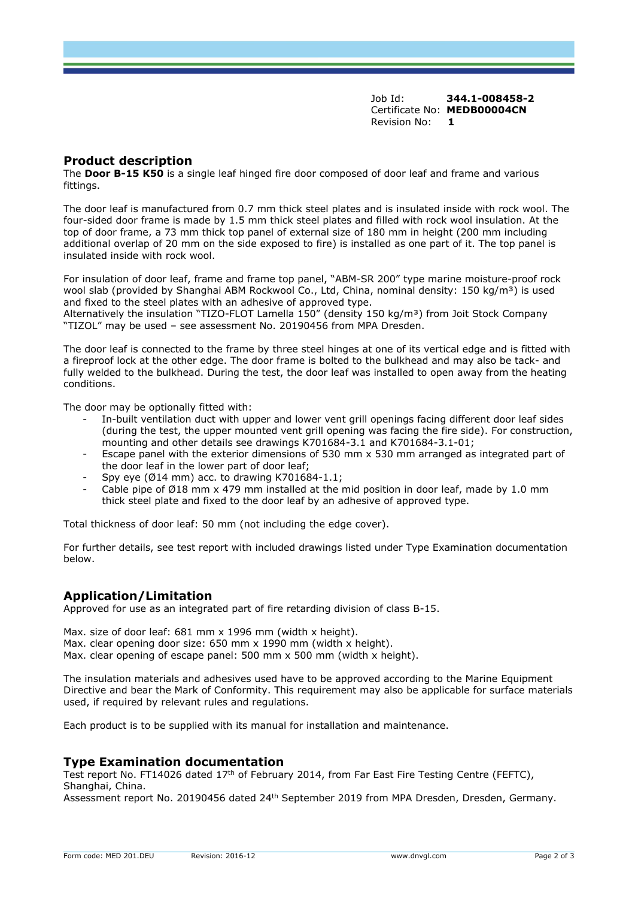Job Id: **344.1-008458-2**
Certificate No: **MEDB00004CN**
Revision No: **1**

## Product description

The **Door B-15 K50** is a single leaf hinged fire door composed of door leaf and frame and various fittings.

The door leaf is manufactured from 0.7 mm thick steel plates and is insulated inside with rock wool. The four-sided door frame is made by 1.5 mm thick steel plates and filled with rock wool insulation. At the top of door frame, a 73 mm thick top panel of external size of 180 mm in height (200 mm including additional overlap of 20 mm on the side exposed to fire) is installed as one part of it. The top panel is insulated inside with rock wool.

For insulation of door leaf, frame and frame top panel, "ABM-SR 200" type marine moisture-proof rock wool slab (provided by Shanghai ABM Rockwool Co., Ltd, China, nominal density: 150 kg/m³) is used and fixed to the steel plates with an adhesive of approved type.
Alternatively the insulation "TIZO-FLOT Lamella 150" (density 150 kg/m³) from Joit Stock Company "TIZOL" may be used – see assessment No. 20190456 from MPA Dresden.

The door leaf is connected to the frame by three steel hinges at one of its vertical edge and is fitted with a fireproof lock at the other edge. The door frame is bolted to the bulkhead and may also be tack- and fully welded to the bulkhead. During the test, the door leaf was installed to open away from the heating conditions.

The door may be optionally fitted with:

- In-built ventilation duct with upper and lower vent grill openings facing different door leaf sides (during the test, the upper mounted vent grill opening was facing the fire side). For construction, mounting and other details see drawings K701684-3.1 and K701684-3.1-01;
- Escape panel with the exterior dimensions of 530 mm x 530 mm arranged as integrated part of the door leaf in the lower part of door leaf;
- Spy eye (Ø14 mm) acc. to drawing K701684-1.1;
- Cable pipe of Ø18 mm x 479 mm installed at the mid position in door leaf, made by 1.0 mm thick steel plate and fixed to the door leaf by an adhesive of approved type.

Total thickness of door leaf: 50 mm (not including the edge cover).

For further details, see test report with included drawings listed under Type Examination documentation below.

## Application/Limitation

Approved for use as an integrated part of fire retarding division of class B-15.

Max. size of door leaf: 681 mm x 1996 mm (width x height).
Max. clear opening door size: 650 mm x 1990 mm (width x height).
Max. clear opening of escape panel: 500 mm x 500 mm (width x height).

The insulation materials and adhesives used have to be approved according to the Marine Equipment Directive and bear the Mark of Conformity. This requirement may also be applicable for surface materials used, if required by relevant rules and regulations.

Each product is to be supplied with its manual for installation and maintenance.

## Type Examination documentation

Test report No. FT14026 dated 17th of February 2014, from Far East Fire Testing Centre (FEFTC), Shanghai, China.
Assessment report No. 20190456 dated 24th September 2019 from MPA Dresden, Dresden, Germany.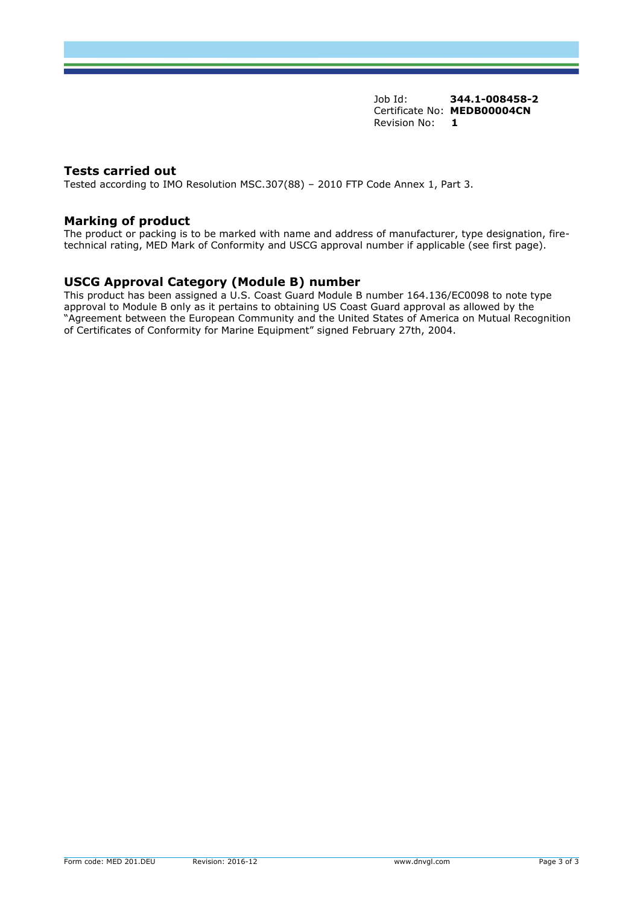Job Id: **344.1-008458-2**
Certificate No: **MEDB00004CN**
Revision No: **1**

## Tests carried out

Tested according to IMO Resolution MSC.307(88) – 2010 FTP Code Annex 1, Part 3.

## Marking of product

The product or packing is to be marked with name and address of manufacturer, type designation, fire-technical rating, MED Mark of Conformity and USCG approval number if applicable (see first page).

## USCG Approval Category (Module B) number

This product has been assigned a U.S. Coast Guard Module B number 164.136/EC0098 to note type approval to Module B only as it pertains to obtaining US Coast Guard approval as allowed by the "Agreement between the European Community and the United States of America on Mutual Recognition of Certificates of Conformity for Marine Equipment" signed February 27th, 2004.